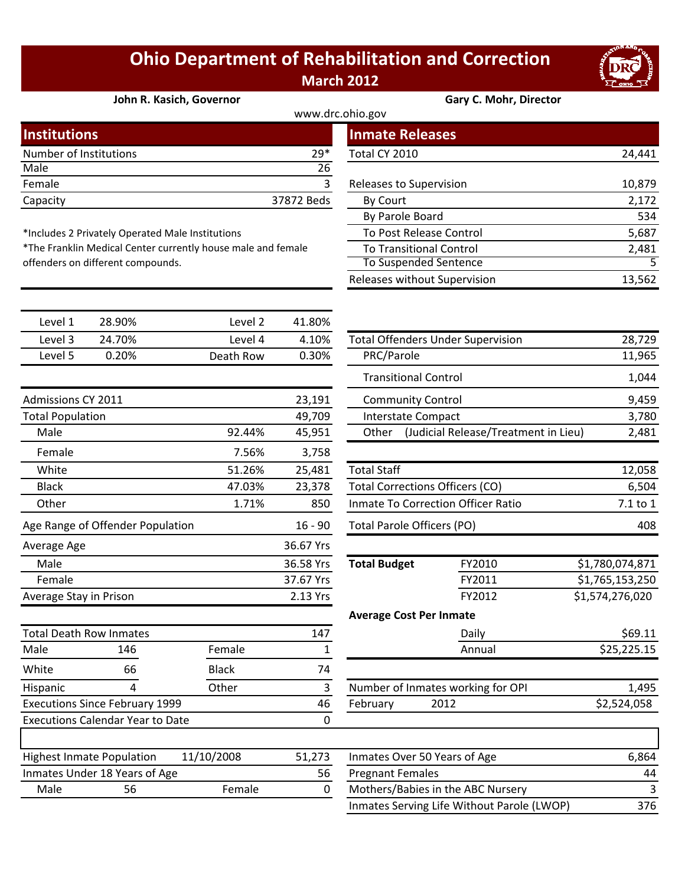# Ohio Department of Rehabilitation and Correction

## March 2012

**John R. Kasich, Governor** | **Gary C. Mohr, Director**

www.drc.ohio.gov

## Institutions

| | |
|---|---|
| Number of Institutions | 29* |
| Male | 26 |
| Female | 3 |
| Capacity | 37872 Beds |

*Includes 2 Privately Operated Male Institutions
*The Franklin Medical Center currently house male and female offenders on different compounds.

| | | | |
|---|---|---|---|
| Level 1 | 28.90% | Level 2 | 41.80% |
| Level 3 | 24.70% | Level 4 | 4.10% |
| Level 5 | 0.20% | Death Row | 0.30% |

| | | |
|---|---|---|
| Admissions CY 2011 | | 23,191 |
| Total Population | | 49,709 |
| Male | 92.44% | 45,951 |
| Female | 7.56% | 3,758 |
| White | 51.26% | 25,481 |
| Black | 47.03% | 23,378 |
| Other | 1.71% | 850 |
| Age Range of Offender Population | | 16 - 90 |
| Average Age | | 36.67 Yrs |
| Male | | 36.58 Yrs |
| Female | | 37.67 Yrs |
| Average Stay in Prison | | 2.13 Yrs |

| | | | |
|---|---|---|---|
| Total Death Row Inmates | | | 147 |
| Male | 146 | Female | 1 |
| White | 66 | Black | 74 |
| Hispanic | 4 | Other | 3 |
| Executions Since February 1999 | | | 46 |
| Executions Calendar Year to Date | | | 0 |

| | | | |
|---|---|---|---|
| Highest Inmate Population | 11/10/2008 | | 51,273 |
| Inmates Under 18 Years of Age | | | 56 |
| Male | 56 | Female | 0 |

## Inmate Releases

| | |
|---|---|
| Total CY 2010 | 24,441 |
| Releases to Supervision | 10,879 |
| By Court | 2,172 |
| By Parole Board | 534 |
| To Post Release Control | 5,687 |
| To Transitional Control | 2,481 |
| To Suspended Sentence | 5 |
| Releases without Supervision | 13,562 |

| | |
|---|---|
| Total Offenders Under Supervision | 28,729 |
| PRC/Parole | 11,965 |
| Transitional Control | 1,044 |
| Community Control | 9,459 |
| Interstate Compact | 3,780 |
| Other (Judicial Release/Treatment in Lieu) | 2,481 |

| | |
|---|---|
| Total Staff | 12,058 |
| Total Corrections Officers (CO) | 6,504 |
| Inmate To Correction Officer Ratio | 7.1 to 1 |
| Total Parole Officers (PO) | 408 |

| | | |
|---|---|---|
| **Total Budget** | FY2010 | $1,780,074,871 |
| | FY2011 | $1,765,153,250 |
| | FY2012 | $1,574,276,020 |
| **Average Cost Per Inmate** | | |
| | Daily | $69.11 |
| | Annual | $25,225.15 |

| | | |
|---|---|---|
| Number of Inmates working for OPI | | 1,495 |
| February | 2012 | $2,524,058 |

| | |
|---|---|
| Inmates Over 50 Years of Age | 6,864 |
| Pregnant Females | 44 |
| Mothers/Babies in the ABC Nursery | 3 |
| Inmates Serving Life Without Parole (LWOP) | 376 |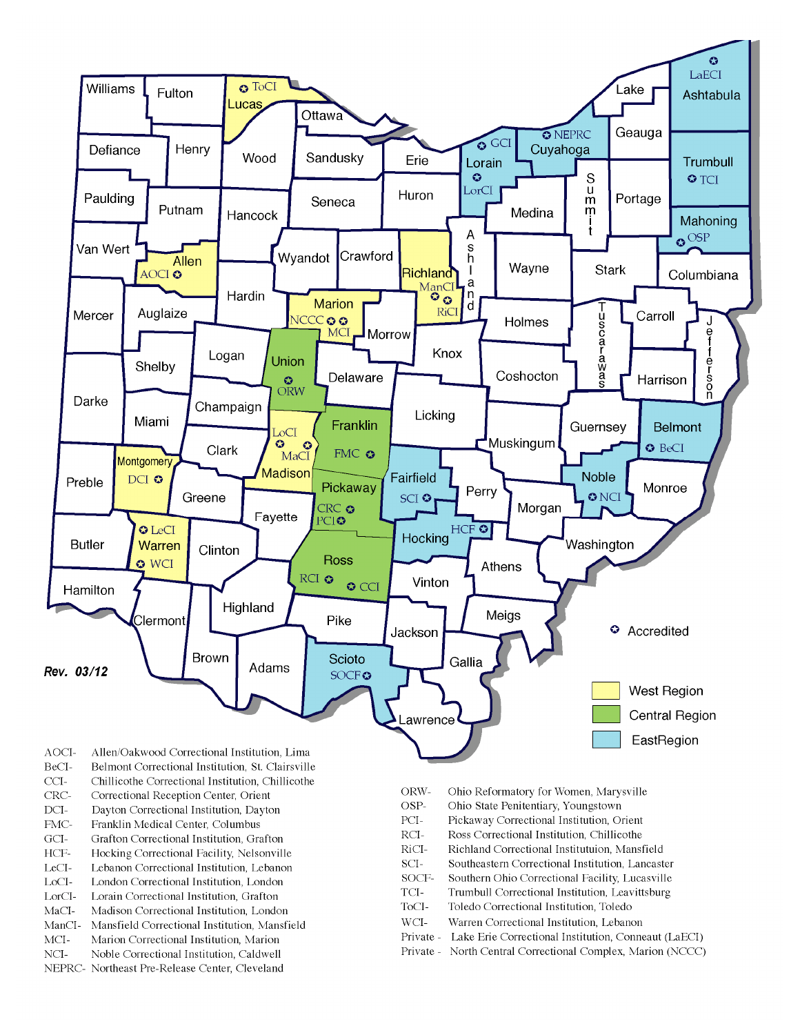Rev. 03/12

Accredited

West Region

Central Region

EastRegion

AOCI- Allen/Oakwood Correctional Institution, Lima
BeCI- Belmont Correctional Institution, St. Clairsville
CCI- Chillicothe Correctional Institution, Chillicothe
CRC- Correctional Reception Center, Orient
DCI- Dayton Correctional Institution, Dayton
FMC- Franklin Medical Center, Columbus
GCI- Grafton Correctional Institution, Grafton
HCF- Hocking Correctional Facility, Nelsonville
LeCI- Lebanon Correctional Institution, Lebanon
LoCI- London Correctional Institution, London
LorCI- Lorain Correctional Institution, Grafton
MaCI- Madison Correctional Institution, London
ManCI- Mansfield Correctional Institution, Mansfield
MCI- Marion Correctional Institution, Marion
NCI- Noble Correctional Institution, Caldwell
NEPRC- Northeast Pre-Release Center, Cleveland

ORW- Ohio Reformatory for Women, Marysville
OSP- Ohio State Penitentiary, Youngstown
PCI- Pickaway Correctional Institution, Orient
RCI- Ross Correctional Institution, Chillicothe
RiCI- Richland Correctional Instituttuion, Mansfield
SCI- Southeastern Correctional Institution, Lancaster
SOCF- Southern Ohio Correctional Facility, Lucasville
TCI- Trumbull Correctional Institution, Leavittsburg
ToCI- Toledo Correctional Institution, Toledo
WCI- Warren Correctional Institution, Lebanon
Private - Lake Erie Correctional Institution, Conneaut (LaECI)
Private - North Central Correctional Complex, Marion (NCCC)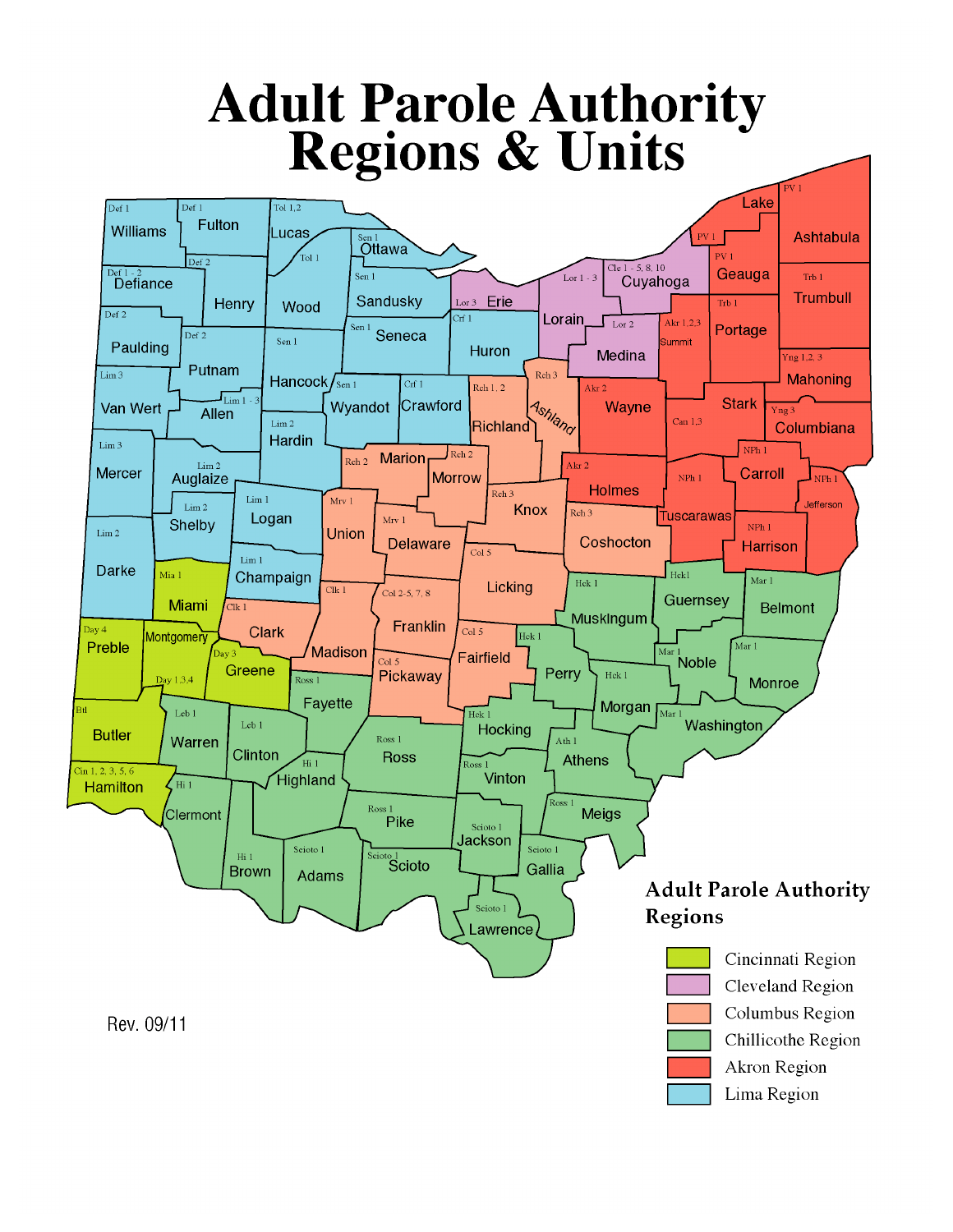# Adult Parole Authority Regions & Units

Def 1
Williams

Def 1
Fulton

Tol 1,2
Lucas

Sen 1
Ottawa

Tol 1
Wood

Def 1 - 2
Defiance

Def 2
Henry

Sen 1
Sandusky

Lor 3
Erie

Lor 1 - 3
Lorain

Cle 1 - 5, 8, 10
Cuyahoga

PV 1
Lake

PV 1
Ashtabula

PV 1
Geauga

Trb 1
Trumbull

Def 2
Paulding

Def 2
Putnam

Sen 1
Hancock

Sen 1
Seneca

Crf 1
Huron

Lor 2
Medina

Akr 1,2,3
Summit

Trb 1
Portage

Yng 1,2, 3
Mahoning

Lim 3
Van Wert

Lim 1 - 3
Allen

Sen 1
Wyandot

Crf 1
Crawford

Rch 1, 2
Richland

Rch 3
Ashland

Akr 2
Wayne

Can 1,3
Stark

Yng 3
Columbiana

Lim 3
Mercer

Lim 2
Auglaize

Lim 2
Hardin

Rch 2
Marion

Rch 2
Morrow

Rch 3
Knox

Akr 2
Holmes

NPh 1
Tuscarawas

NPh 1
Carroll

NPh 1
Jefferson

NPh 1
Harrison

Lim 2
Shelby

Lim 1
Logan

Mrv 1
Union

Mrv 1
Delaware

Col 5
Licking

Rch 3
Coshocton

Lim 2
Darke

Mia 1
Miami

Lim 1
Champaign

Clk 1
Clark

Clk 1
Madison

Col 2-5, 7, 8
Franklin

Hck 1
Muskingum

Hck1
Guernsey

Mar 1
Belmont

Day 4
Preble

Montgomery

Day 1,3,4

Day 3
Greene

Ross 1
Fayette

Col 5
Pickaway

Col 5
Fairfield

Hck 1
Perry

Hck 1
Morgan

Mar 1
Noble

Mar 1
Monroe

Mar 1
Washington

Btl
Butler

Leb 1
Warren

Leb 1
Clinton

Hi 1
Highland

Ross 1
Ross

Hck 1
Hocking

Ath 1
Athens

Ross 1
Vinton

Cin 1, 2, 3, 5, 6
Hamilton

Hi 1
Clermont

Hi 1
Brown

Sciota 1
Adams

Ross 1
Pike

Sciota 1
Scioto

Sciota 1
Jackson

Ross 1
Meigs

Sciota 1
Gallia

Sciota 1
Lawrence

**Adult Parole Authority Regions**

- Cincinnati Region
- Cleveland Region
- Columbus Region
- Chillicothe Region
- Akron Region
- Lima Region

Rev. 09/11